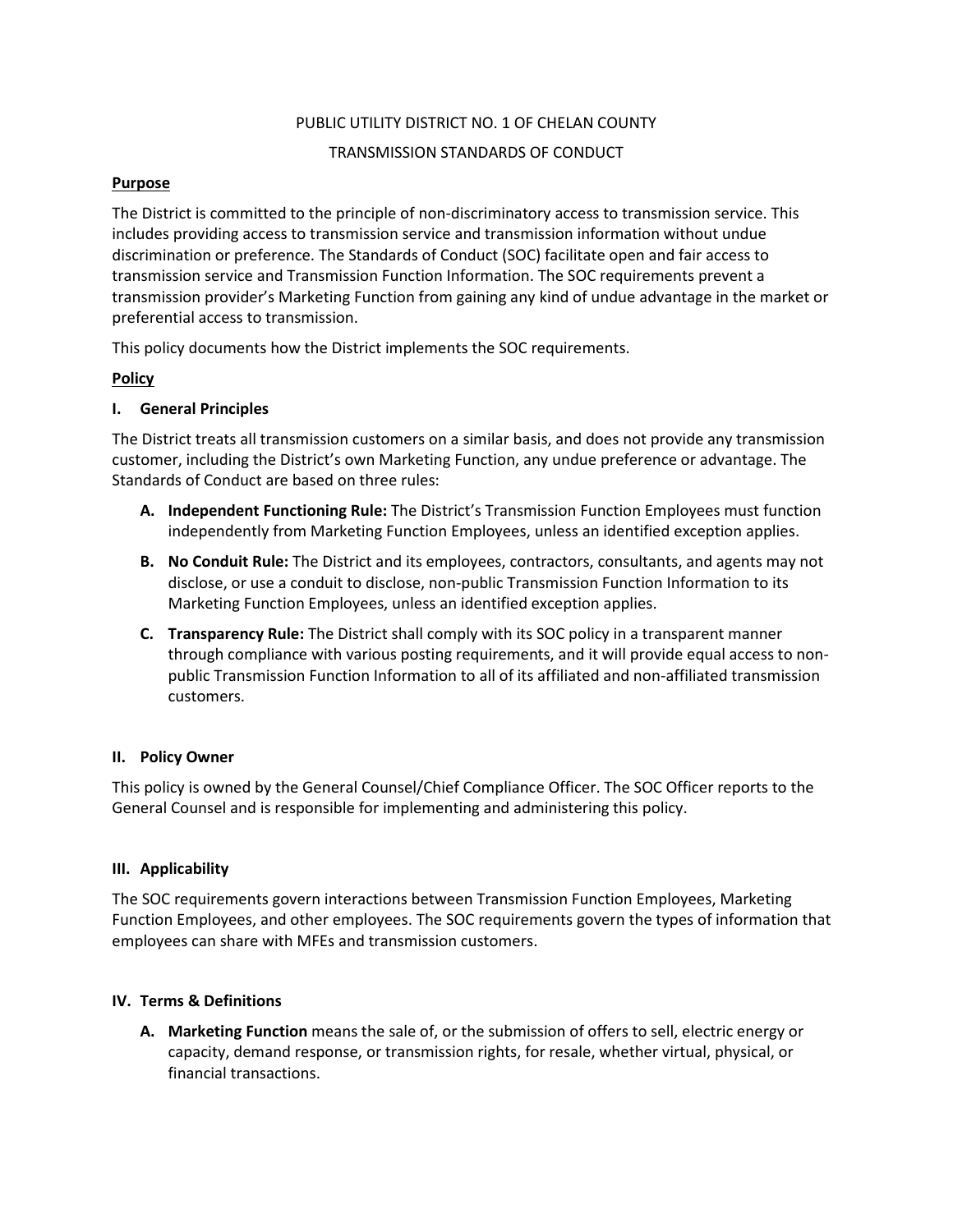# PUBLIC UTILITY DISTRICT NO. 1 OF CHELAN COUNTY

# TRANSMISSION STANDARDS OF CONDUCT

## Purpose

The District is committed to the principle of non-discriminatory access to transmission service. This includes providing access to transmission service and transmission information without undue discrimination or preference. The Standards of Conduct (SOC) facilitate open and fair access to transmission service and Transmission Function Information. The SOC requirements prevent a transmission provider's Marketing Function from gaining any kind of undue advantage in the market or preferential access to transmission.

This policy documents how the District implements the SOC requirements.

## Policy

### I. General Principles

The District treats all transmission customers on a similar basis, and does not provide any transmission customer, including the District's own Marketing Function, any undue preference or advantage. The Standards of Conduct are based on three rules:

A. **Independent Functioning Rule:** The District's Transmission Function Employees must function independently from Marketing Function Employees, unless an identified exception applies.

B. **No Conduit Rule:** The District and its employees, contractors, consultants, and agents may not disclose, or use a conduit to disclose, non-public Transmission Function Information to its Marketing Function Employees, unless an identified exception applies.

C. **Transparency Rule:** The District shall comply with its SOC policy in a transparent manner through compliance with various posting requirements, and it will provide equal access to non-public Transmission Function Information to all of its affiliated and non-affiliated transmission customers.

### II. Policy Owner

This policy is owned by the General Counsel/Chief Compliance Officer. The SOC Officer reports to the General Counsel and is responsible for implementing and administering this policy.

### III. Applicability

The SOC requirements govern interactions between Transmission Function Employees, Marketing Function Employees, and other employees. The SOC requirements govern the types of information that employees can share with MFEs and transmission customers.

### IV. Terms & Definitions

A. **Marketing Function** means the sale of, or the submission of offers to sell, electric energy or capacity, demand response, or transmission rights, for resale, whether virtual, physical, or financial transactions.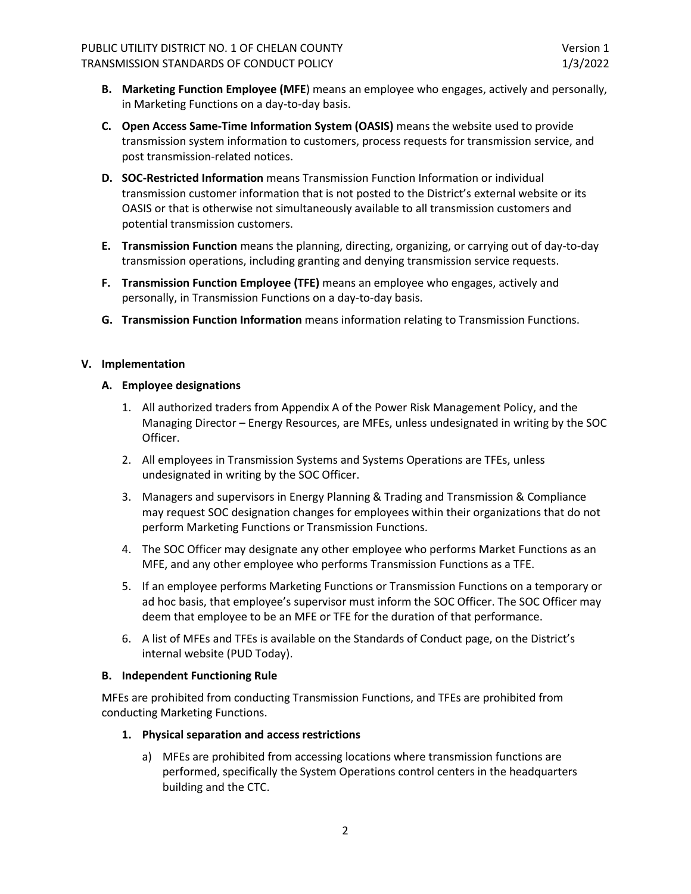**B. Marketing Function Employee (MFE**) means an employee who engages, actively and personally, in Marketing Functions on a day-to-day basis.

**C. Open Access Same-Time Information System (OASIS)** means the website used to provide transmission system information to customers, process requests for transmission service, and post transmission-related notices.

**D. SOC-Restricted Information** means Transmission Function Information or individual transmission customer information that is not posted to the District's external website or its OASIS or that is otherwise not simultaneously available to all transmission customers and potential transmission customers.

**E. Transmission Function** means the planning, directing, organizing, or carrying out of day-to-day transmission operations, including granting and denying transmission service requests.

**F. Transmission Function Employee (TFE)** means an employee who engages, actively and personally, in Transmission Functions on a day-to-day basis.

**G. Transmission Function Information** means information relating to Transmission Functions.

## V. Implementation

### A. Employee designations

1. All authorized traders from Appendix A of the Power Risk Management Policy, and the Managing Director – Energy Resources, are MFEs, unless undesignated in writing by the SOC Officer.
2. All employees in Transmission Systems and Systems Operations are TFEs, unless undesignated in writing by the SOC Officer.
3. Managers and supervisors in Energy Planning & Trading and Transmission & Compliance may request SOC designation changes for employees within their organizations that do not perform Marketing Functions or Transmission Functions.
4. The SOC Officer may designate any other employee who performs Market Functions as an MFE, and any other employee who performs Transmission Functions as a TFE.
5. If an employee performs Marketing Functions or Transmission Functions on a temporary or ad hoc basis, that employee's supervisor must inform the SOC Officer. The SOC Officer may deem that employee to be an MFE or TFE for the duration of that performance.
6. A list of MFEs and TFEs is available on the Standards of Conduct page, on the District's internal website (PUD Today).

### B. Independent Functioning Rule

MFEs are prohibited from conducting Transmission Functions, and TFEs are prohibited from conducting Marketing Functions.

#### 1. Physical separation and access restrictions

a) MFEs are prohibited from accessing locations where transmission functions are performed, specifically the System Operations control centers in the headquarters building and the CTC.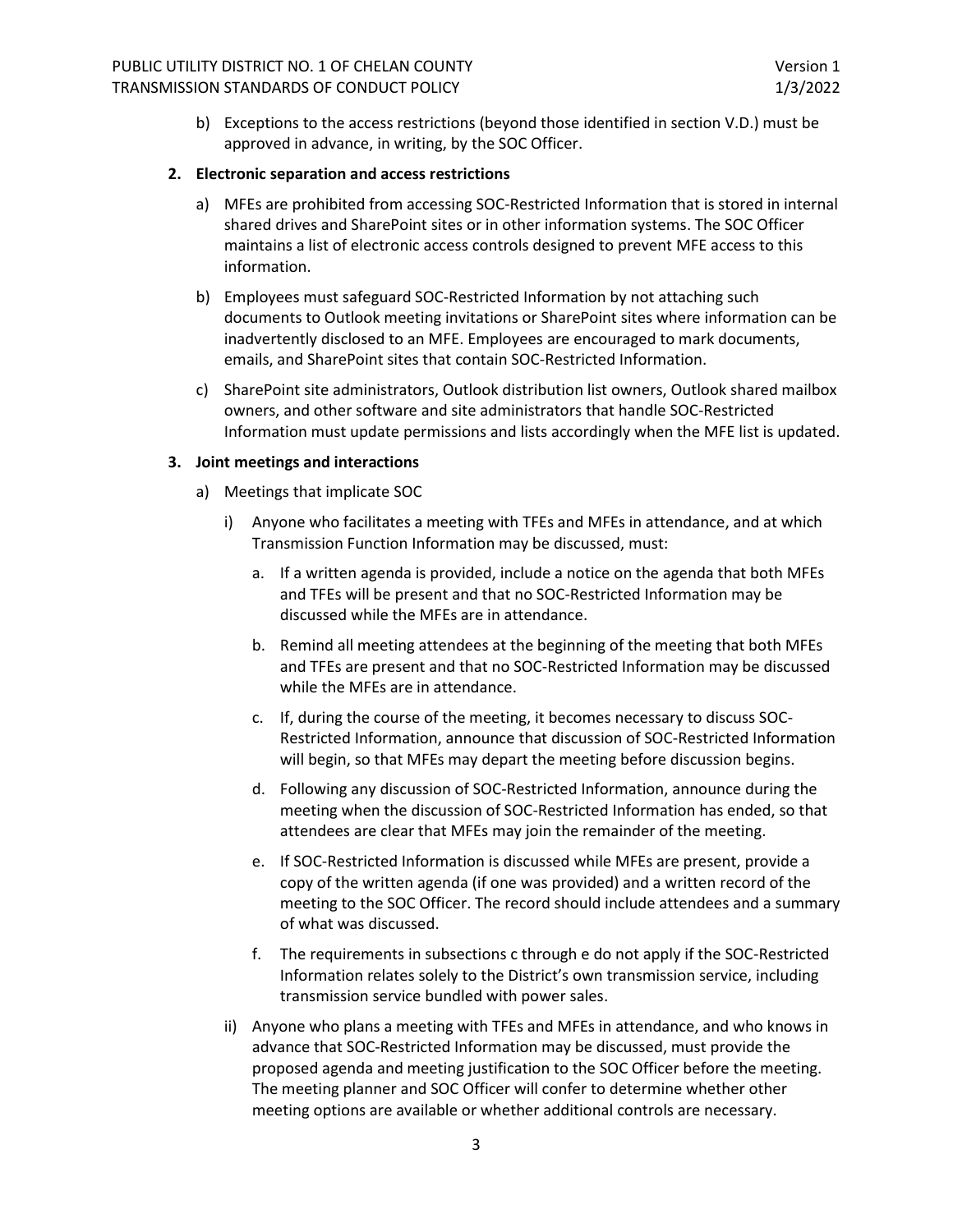b) Exceptions to the access restrictions (beyond those identified in section V.D.) must be approved in advance, in writing, by the SOC Officer.

**2. Electronic separation and access restrictions**

a) MFEs are prohibited from accessing SOC-Restricted Information that is stored in internal shared drives and SharePoint sites or in other information systems. The SOC Officer maintains a list of electronic access controls designed to prevent MFE access to this information.

b) Employees must safeguard SOC-Restricted Information by not attaching such documents to Outlook meeting invitations or SharePoint sites where information can be inadvertently disclosed to an MFE. Employees are encouraged to mark documents, emails, and SharePoint sites that contain SOC-Restricted Information.

c) SharePoint site administrators, Outlook distribution list owners, Outlook shared mailbox owners, and other software and site administrators that handle SOC-Restricted Information must update permissions and lists accordingly when the MFE list is updated.

**3. Joint meetings and interactions**

a) Meetings that implicate SOC

i) Anyone who facilitates a meeting with TFEs and MFEs in attendance, and at which Transmission Function Information may be discussed, must:

a. If a written agenda is provided, include a notice on the agenda that both MFEs and TFEs will be present and that no SOC-Restricted Information may be discussed while the MFEs are in attendance.

b. Remind all meeting attendees at the beginning of the meeting that both MFEs and TFEs are present and that no SOC-Restricted Information may be discussed while the MFEs are in attendance.

c. If, during the course of the meeting, it becomes necessary to discuss SOC-Restricted Information, announce that discussion of SOC-Restricted Information will begin, so that MFEs may depart the meeting before discussion begins.

d. Following any discussion of SOC-Restricted Information, announce during the meeting when the discussion of SOC-Restricted Information has ended, so that attendees are clear that MFEs may join the remainder of the meeting.

e. If SOC-Restricted Information is discussed while MFEs are present, provide a copy of the written agenda (if one was provided) and a written record of the meeting to the SOC Officer. The record should include attendees and a summary of what was discussed.

f. The requirements in subsections c through e do not apply if the SOC-Restricted Information relates solely to the District's own transmission service, including transmission service bundled with power sales.

ii) Anyone who plans a meeting with TFEs and MFEs in attendance, and who knows in advance that SOC-Restricted Information may be discussed, must provide the proposed agenda and meeting justification to the SOC Officer before the meeting. The meeting planner and SOC Officer will confer to determine whether other meeting options are available or whether additional controls are necessary.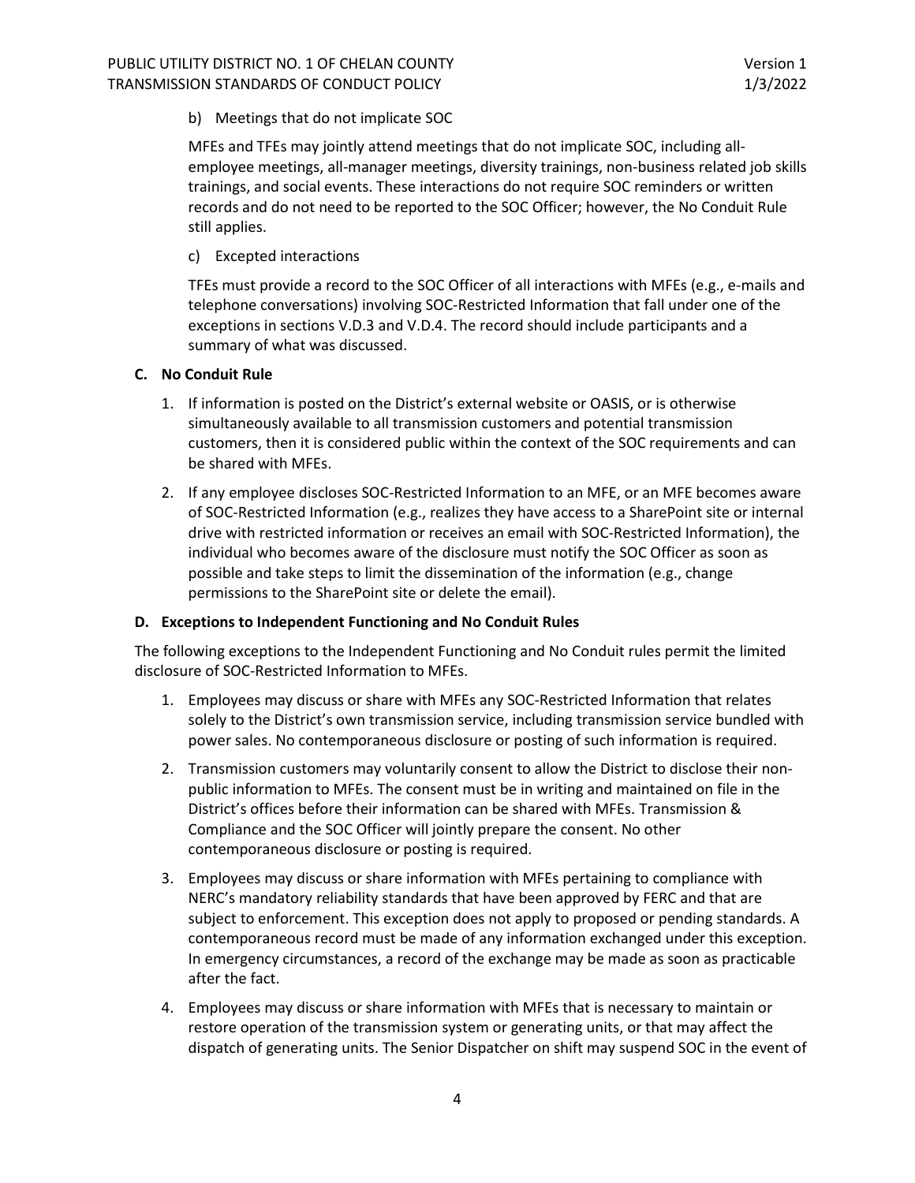b) Meetings that do not implicate SOC

MFEs and TFEs may jointly attend meetings that do not implicate SOC, including all-employee meetings, all-manager meetings, diversity trainings, non-business related job skills trainings, and social events. These interactions do not require SOC reminders or written records and do not need to be reported to the SOC Officer; however, the No Conduit Rule still applies.

c) Excepted interactions

TFEs must provide a record to the SOC Officer of all interactions with MFEs (e.g., e-mails and telephone conversations) involving SOC-Restricted Information that fall under one of the exceptions in sections V.D.3 and V.D.4. The record should include participants and a summary of what was discussed.

### C. No Conduit Rule

1. If information is posted on the District's external website or OASIS, or is otherwise simultaneously available to all transmission customers and potential transmission customers, then it is considered public within the context of the SOC requirements and can be shared with MFEs.
2. If any employee discloses SOC-Restricted Information to an MFE, or an MFE becomes aware of SOC-Restricted Information (e.g., realizes they have access to a SharePoint site or internal drive with restricted information or receives an email with SOC-Restricted Information), the individual who becomes aware of the disclosure must notify the SOC Officer as soon as possible and take steps to limit the dissemination of the information (e.g., change permissions to the SharePoint site or delete the email).

### D. Exceptions to Independent Functioning and No Conduit Rules

The following exceptions to the Independent Functioning and No Conduit rules permit the limited disclosure of SOC-Restricted Information to MFEs.

1. Employees may discuss or share with MFEs any SOC-Restricted Information that relates solely to the District's own transmission service, including transmission service bundled with power sales. No contemporaneous disclosure or posting of such information is required.
2. Transmission customers may voluntarily consent to allow the District to disclose their non-public information to MFEs. The consent must be in writing and maintained on file in the District's offices before their information can be shared with MFEs. Transmission & Compliance and the SOC Officer will jointly prepare the consent. No other contemporaneous disclosure or posting is required.
3. Employees may discuss or share information with MFEs pertaining to compliance with NERC's mandatory reliability standards that have been approved by FERC and that are subject to enforcement. This exception does not apply to proposed or pending standards. A contemporaneous record must be made of any information exchanged under this exception. In emergency circumstances, a record of the exchange may be made as soon as practicable after the fact.
4. Employees may discuss or share information with MFEs that is necessary to maintain or restore operation of the transmission system or generating units, or that may affect the dispatch of generating units. The Senior Dispatcher on shift may suspend SOC in the event of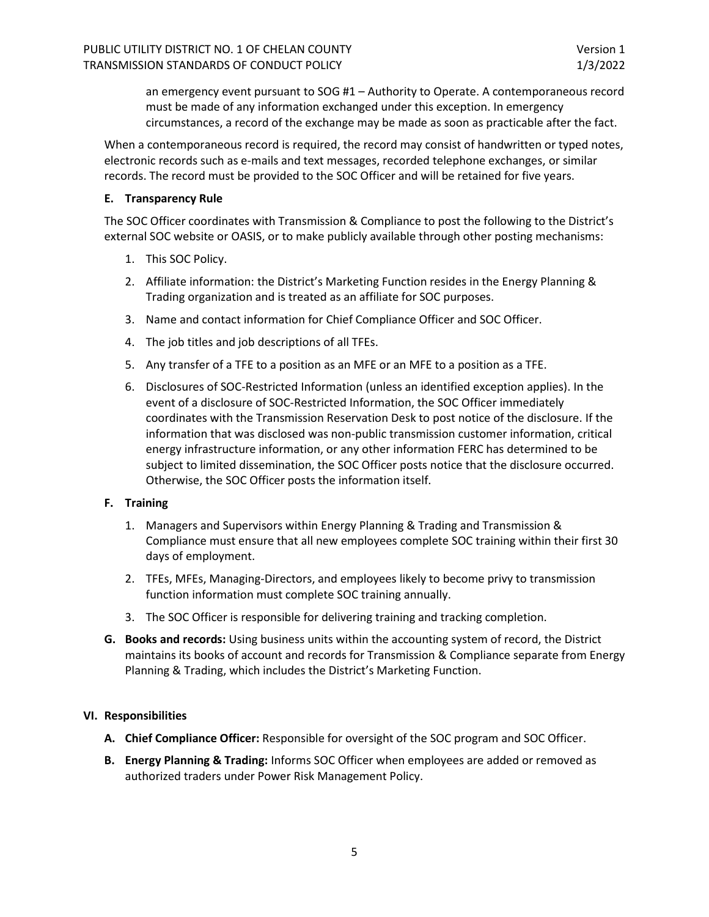an emergency event pursuant to SOG #1 – Authority to Operate. A contemporaneous record must be made of any information exchanged under this exception. In emergency circumstances, a record of the exchange may be made as soon as practicable after the fact.

When a contemporaneous record is required, the record may consist of handwritten or typed notes, electronic records such as e-mails and text messages, recorded telephone exchanges, or similar records. The record must be provided to the SOC Officer and will be retained for five years.

**E. Transparency Rule**

The SOC Officer coordinates with Transmission & Compliance to post the following to the District's external SOC website or OASIS, or to make publicly available through other posting mechanisms:

1. This SOC Policy.
2. Affiliate information: the District's Marketing Function resides in the Energy Planning & Trading organization and is treated as an affiliate for SOC purposes.
3. Name and contact information for Chief Compliance Officer and SOC Officer.
4. The job titles and job descriptions of all TFEs.
5. Any transfer of a TFE to a position as an MFE or an MFE to a position as a TFE.
6. Disclosures of SOC-Restricted Information (unless an identified exception applies). In the event of a disclosure of SOC-Restricted Information, the SOC Officer immediately coordinates with the Transmission Reservation Desk to post notice of the disclosure. If the information that was disclosed was non-public transmission customer information, critical energy infrastructure information, or any other information FERC has determined to be subject to limited dissemination, the SOC Officer posts notice that the disclosure occurred. Otherwise, the SOC Officer posts the information itself.

**F. Training**

1. Managers and Supervisors within Energy Planning & Trading and Transmission & Compliance must ensure that all new employees complete SOC training within their first 30 days of employment.
2. TFEs, MFEs, Managing-Directors, and employees likely to become privy to transmission function information must complete SOC training annually.
3. The SOC Officer is responsible for delivering training and tracking completion.

**G. Books and records:** Using business units within the accounting system of record, the District maintains its books of account and records for Transmission & Compliance separate from Energy Planning & Trading, which includes the District's Marketing Function.

## VI. Responsibilities

**A. Chief Compliance Officer:** Responsible for oversight of the SOC program and SOC Officer.

**B. Energy Planning & Trading:** Informs SOC Officer when employees are added or removed as authorized traders under Power Risk Management Policy.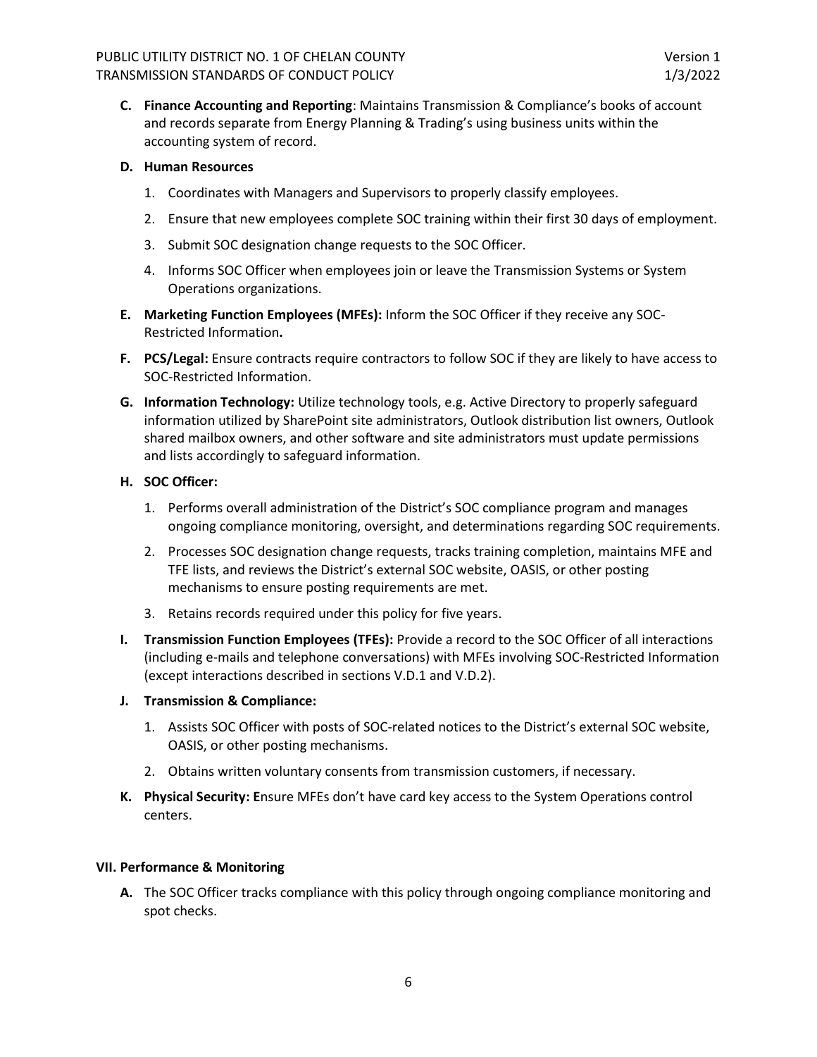**C. Finance Accounting and Reporting**: Maintains Transmission & Compliance's books of account and records separate from Energy Planning & Trading's using business units within the accounting system of record.

**D. Human Resources**

1. Coordinates with Managers and Supervisors to properly classify employees.
2. Ensure that new employees complete SOC training within their first 30 days of employment.
3. Submit SOC designation change requests to the SOC Officer.
4. Informs SOC Officer when employees join or leave the Transmission Systems or System Operations organizations.

**E. Marketing Function Employees (MFEs):** Inform the SOC Officer if they receive any SOC-Restricted Information**.**

**F. PCS/Legal:** Ensure contracts require contractors to follow SOC if they are likely to have access to SOC-Restricted Information.

**G. Information Technology:** Utilize technology tools, e.g. Active Directory to properly safeguard information utilized by SharePoint site administrators, Outlook distribution list owners, Outlook shared mailbox owners, and other software and site administrators must update permissions and lists accordingly to safeguard information.

**H. SOC Officer:**

1. Performs overall administration of the District's SOC compliance program and manages ongoing compliance monitoring, oversight, and determinations regarding SOC requirements.
2. Processes SOC designation change requests, tracks training completion, maintains MFE and TFE lists, and reviews the District's external SOC website, OASIS, or other posting mechanisms to ensure posting requirements are met.
3. Retains records required under this policy for five years.

**I. Transmission Function Employees (TFEs):** Provide a record to the SOC Officer of all interactions (including e-mails and telephone conversations) with MFEs involving SOC-Restricted Information (except interactions described in sections V.D.1 and V.D.2).

**J. Transmission & Compliance:**

1. Assists SOC Officer with posts of SOC-related notices to the District's external SOC website, OASIS, or other posting mechanisms.
2. Obtains written voluntary consents from transmission customers, if necessary.

**K. Physical Security: E**nsure MFEs don't have card key access to the System Operations control centers.

## VII. Performance & Monitoring

**A.** The SOC Officer tracks compliance with this policy through ongoing compliance monitoring and spot checks.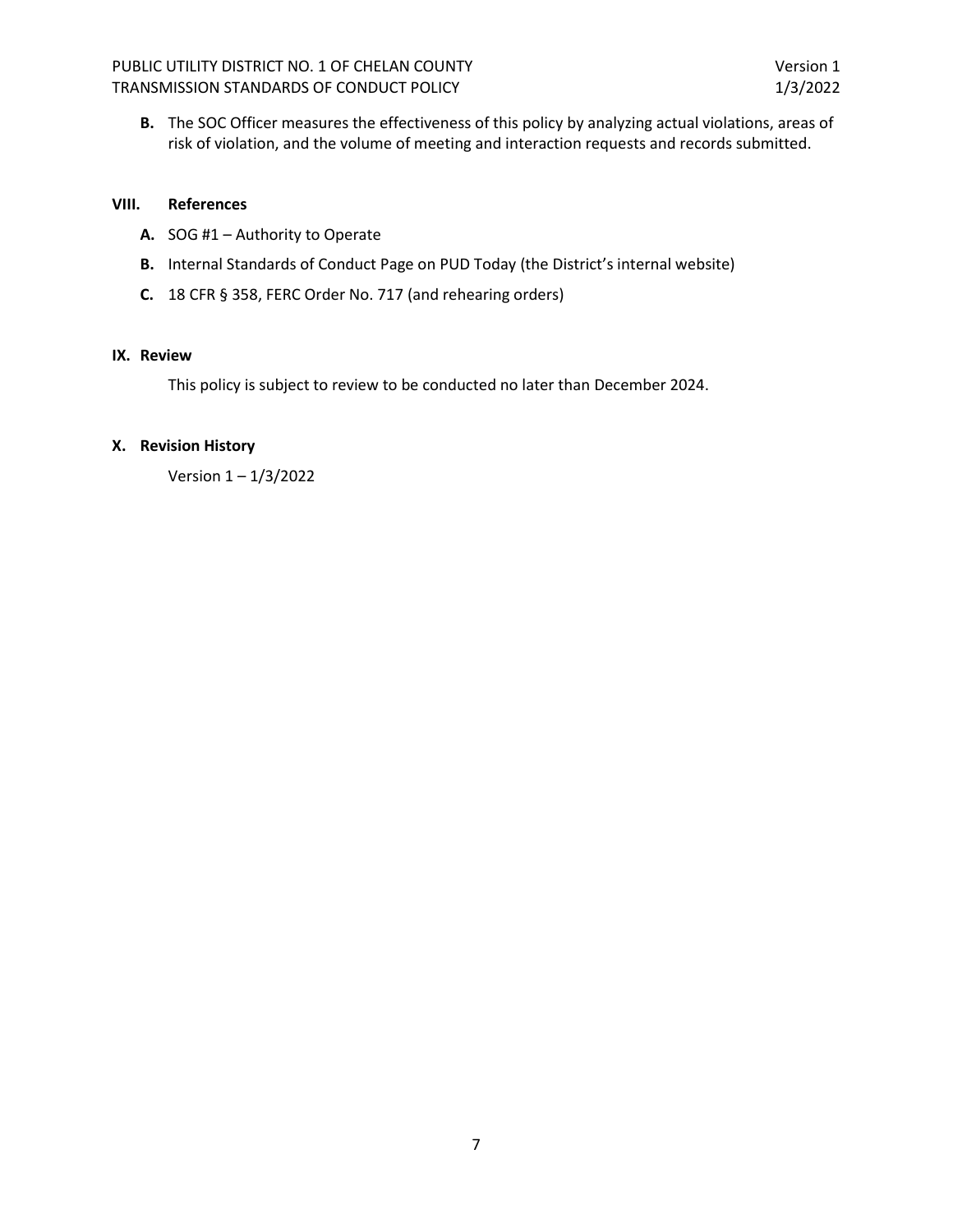**B.** The SOC Officer measures the effectiveness of this policy by analyzing actual violations, areas of risk of violation, and the volume of meeting and interaction requests and records submitted.

## VIII. References

**A.** SOG #1 – Authority to Operate

**B.** Internal Standards of Conduct Page on PUD Today (the District's internal website)

**C.** 18 CFR § 358, FERC Order No. 717 (and rehearing orders)

## IX. Review

This policy is subject to review to be conducted no later than December 2024.

## X. Revision History

Version 1 – 1/3/2022